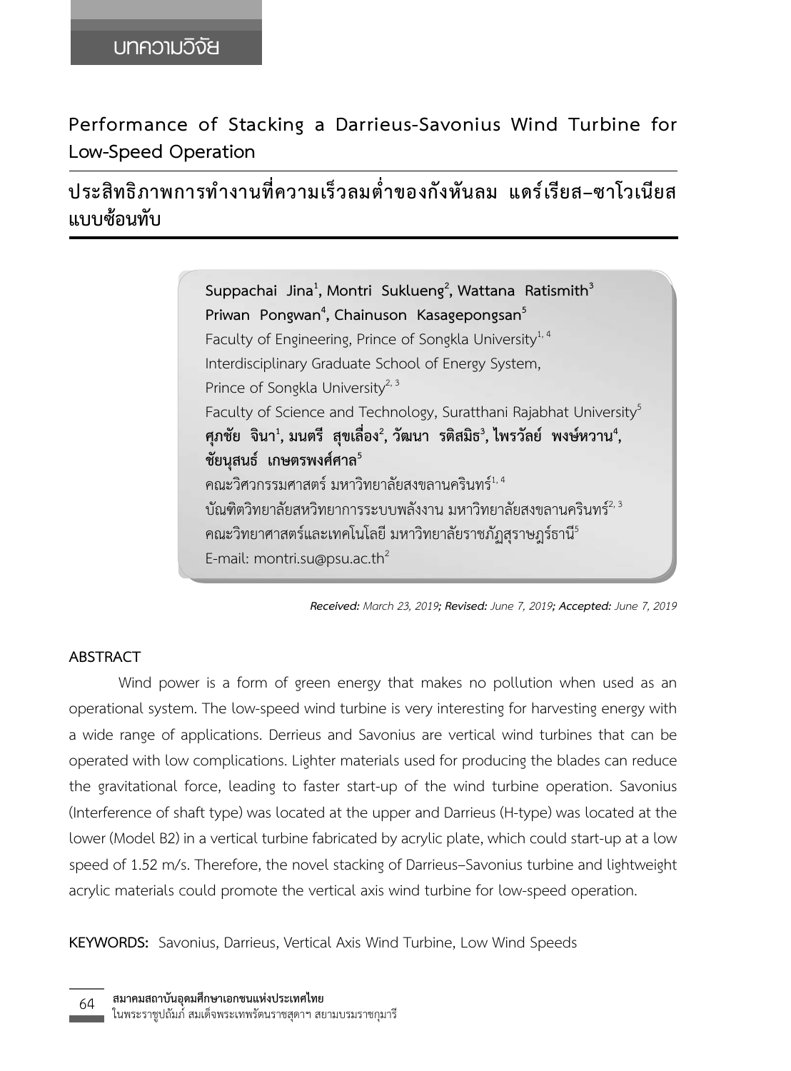บทความวิจัย

# Performance of Stacking a Darrieus-Savonius Wind Turbine for Low-Speed Operation

# ประสิทธิภาพการทำงานที่ความเร็วลมต่ำของกังหันลม แดร์เรียส–ซาโวเนียส แบบซ้อนทับ

**Suppachai Jina[1], Montri Suklueng[2], Wattana Ratismith[3]**
**Priwan Pongwan[4], Chainuson Kasagepongsan[5]**
Faculty of Engineering, Prince of Songkla University[1, 4]
Interdisciplinary Graduate School of Energy System,
Prince of Songkla University[2, 3]
Faculty of Science and Technology, Suratthani Rajabhat University[5]
**ศุภชัย จินา[1], มนตรี สุขเลื่อง[2], วัฒนา รติสมิธ[3], ไพรวัลย์ พงษ์หวาน[4],**
**ชัยนุสนธ์ เกษตรพงศ์ศาล[5]**
คณะวิศวกรรมศาสตร์ มหาวิทยาลัยสงขลานครินทร์[1, 4]
บัณฑิตวิทยาลัยสหวิทยาการระบบพลังงาน มหาวิทยาลัยสงขลานครินทร์[2, 3]
คณะวิทยาศาสตร์และเทคโนโลยี มหาวิทยาลัยราชภัฏสุราษฎร์ธานี[5]
E-mail: montri.su@psu.ac.th[2]

***Received:** March 23, 2019; **Revised:** June 7, 2019; **Accepted:** June 7, 2019*

## ABSTRACT

Wind power is a form of green energy that makes no pollution when used as an operational system. The low-speed wind turbine is very interesting for harvesting energy with a wide range of applications. Derrieus and Savonius are vertical wind turbines that can be operated with low complications. Lighter materials used for producing the blades can reduce the gravitational force, leading to faster start-up of the wind turbine operation. Savonius (Interference of shaft type) was located at the upper and Darrieus (H-type) was located at the lower (Model B2) in a vertical turbine fabricated by acrylic plate, which could start-up at a low speed of 1.52 m/s. Therefore, the novel stacking of Darrieus–Savonius turbine and lightweight acrylic materials could promote the vertical axis wind turbine for low-speed operation.

**KEYWORDS:** Savonius, Darrieus, Vertical Axis Wind Turbine, Low Wind Speeds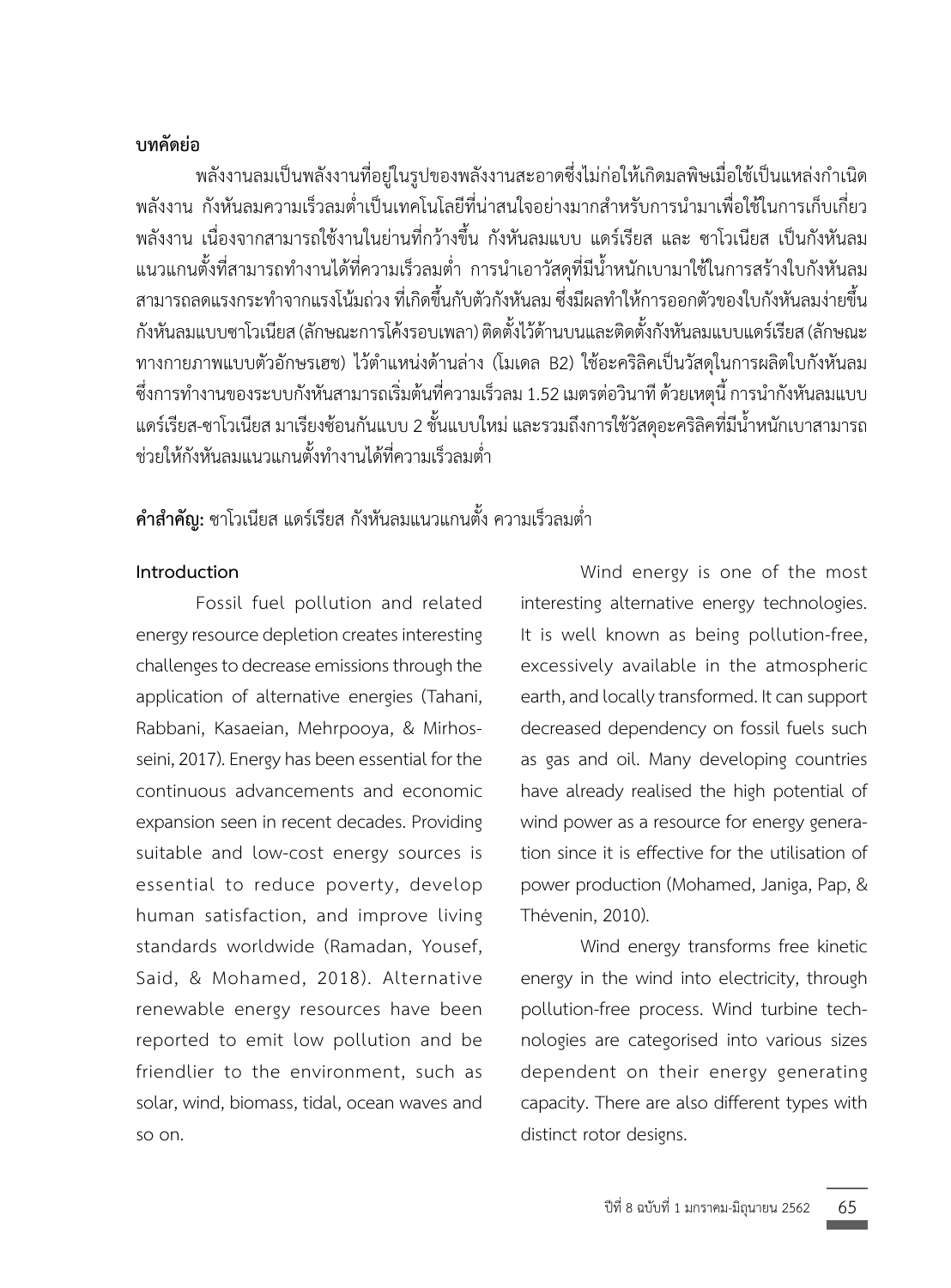**บทคัดย่อ**

พลังงานลมเป็นพลังงานที่อยู่ในรูปของพลังงานสะอาดซึ่งไม่ก่อให้เกิดมลพิษเมื่อใช้เป็นแหล่งกำเนิดพลังงาน กังหันลมความเร็วลมต่ำเป็นเทคโนโลยีที่น่าสนใจอย่างมากสำหรับการนำมาเพื่อใช้ในการเก็บเกี่ยวพลังงาน เนื่องจากสามารถใช้งานในย่านที่กว้างขึ้น กังหันลมแบบ แดร์เรียส และ ซาโวเนียส เป็นกังหันลมแนวแกนตั้งที่สามารถทำงานได้ที่ความเร็วลมต่ำ การนำเอาวัสดุที่มีน้ำหนักเบามาใช้ในการสร้างใบกังหันลมสามารถลดแรงกระทำจากแรงโน้มถ่วง ที่เกิดขึ้นกับตัวกังหันลม ซึ่งมีผลทำให้การออกตัวของใบกังหันลมง่ายขึ้น กังหันลมแบบซาโวเนียส (ลักษณะการโค้งรอบเพลา) ติดตั้งไว้ด้านบนและติดตั้งกังหันลมแบบแดร์เรียส (ลักษณะทางกายภาพแบบตัวอักษรเฮช) ไว้ตำแหน่งด้านล่าง (โมเดล B2) ใช้อะคริลิคเป็นวัสดุในการผลิตใบกังหันลม ซึ่งการทำงานของระบบกังหันสามารถเริ่มต้นที่ความเร็วลม 1.52 เมตรต่อวินาที ด้วยเหตุนี้ การนำกังหันลมแบบแดร์เรียส-ซาโวเนียส มาเรียงซ้อนกันแบบ 2 ชั้นแบบใหม่ และรวมถึงการใช้วัสดุอะคริลิคที่มีน้ำหนักเบาสามารถช่วยให้กังหันลมแนวแกนตั้งทำงานได้ที่ความเร็วลมต่ำ

**คำสำคัญ:** ซาโวเนียส แดร์เรียส กังหันลมแนวแกนตั้ง ความเร็วลมต่ำ

## Introduction

Fossil fuel pollution and related energy resource depletion creates interesting challenges to decrease emissions through the application of alternative energies (Tahani, Rabbani, Kasaeian, Mehrpooya, & Mirhosseini, 2017). Energy has been essential for the continuous advancements and economic expansion seen in recent decades. Providing suitable and low-cost energy sources is essential to reduce poverty, develop human satisfaction, and improve living standards worldwide (Ramadan, Yousef, Said, & Mohamed, 2018). Alternative renewable energy resources have been reported to emit low pollution and be friendlier to the environment, such as solar, wind, biomass, tidal, ocean waves and so on.

Wind energy is one of the most interesting alternative energy technologies. It is well known as being pollution-free, excessively available in the atmospheric earth, and locally transformed. It can support decreased dependency on fossil fuels such as gas and oil. Many developing countries have already realised the high potential of wind power as a resource for energy generation since it is effective for the utilisation of power production (Mohamed, Janiga, Pap, & Thévenin, 2010).

Wind energy transforms free kinetic energy in the wind into electricity, through pollution-free process. Wind turbine technologies are categorised into various sizes dependent on their energy generating capacity. There are also different types with distinct rotor designs.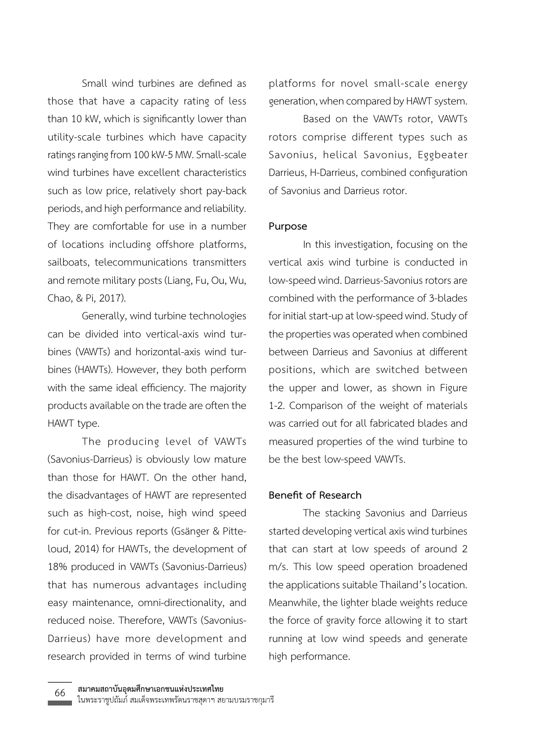Small wind turbines are defined as those that have a capacity rating of less than 10 kW, which is significantly lower than utility-scale turbines which have capacity ratings ranging from 100 kW-5 MW. Small-scale wind turbines have excellent characteristics such as low price, relatively short pay-back periods, and high performance and reliability. They are comfortable for use in a number of locations including offshore platforms, sailboats, telecommunications transmitters and remote military posts (Liang, Fu, Ou, Wu, Chao, & Pi, 2017).

Generally, wind turbine technologies can be divided into vertical-axis wind turbines (VAWTs) and horizontal-axis wind turbines (HAWTs). However, they both perform with the same ideal efficiency. The majority products available on the trade are often the HAWT type.

The producing level of VAWTs (Savonius-Darrieus) is obviously low mature than those for HAWT. On the other hand, the disadvantages of HAWT are represented such as high-cost, noise, high wind speed for cut-in. Previous reports (Gsänger & Pitteloud, 2014) for HAWTs, the development of 18% produced in VAWTs (Savonius-Darrieus) that has numerous advantages including easy maintenance, omni-directionality, and reduced noise. Therefore, VAWTs (Savonius-Darrieus) have more development and research provided in terms of wind turbine platforms for novel small-scale energy generation, when compared by HAWT system.

Based on the VAWTs rotor, VAWTs rotors comprise different types such as Savonius, helical Savonius, Eggbeater Darrieus, H-Darrieus, combined configuration of Savonius and Darrieus rotor.

## Purpose

In this investigation, focusing on the vertical axis wind turbine is conducted in low-speed wind. Darrieus-Savonius rotors are combined with the performance of 3-blades for initial start-up at low-speed wind. Study of the properties was operated when combined between Darrieus and Savonius at different positions, which are switched between the upper and lower, as shown in Figure 1-2. Comparison of the weight of materials was carried out for all fabricated blades and measured properties of the wind turbine to be the best low-speed VAWTs.

## Benefit of Research

The stacking Savonius and Darrieus started developing vertical axis wind turbines that can start at low speeds of around 2 m/s. This low speed operation broadened the applications suitable Thailand's location. Meanwhile, the lighter blade weights reduce the force of gravity force allowing it to start running at low wind speeds and generate high performance.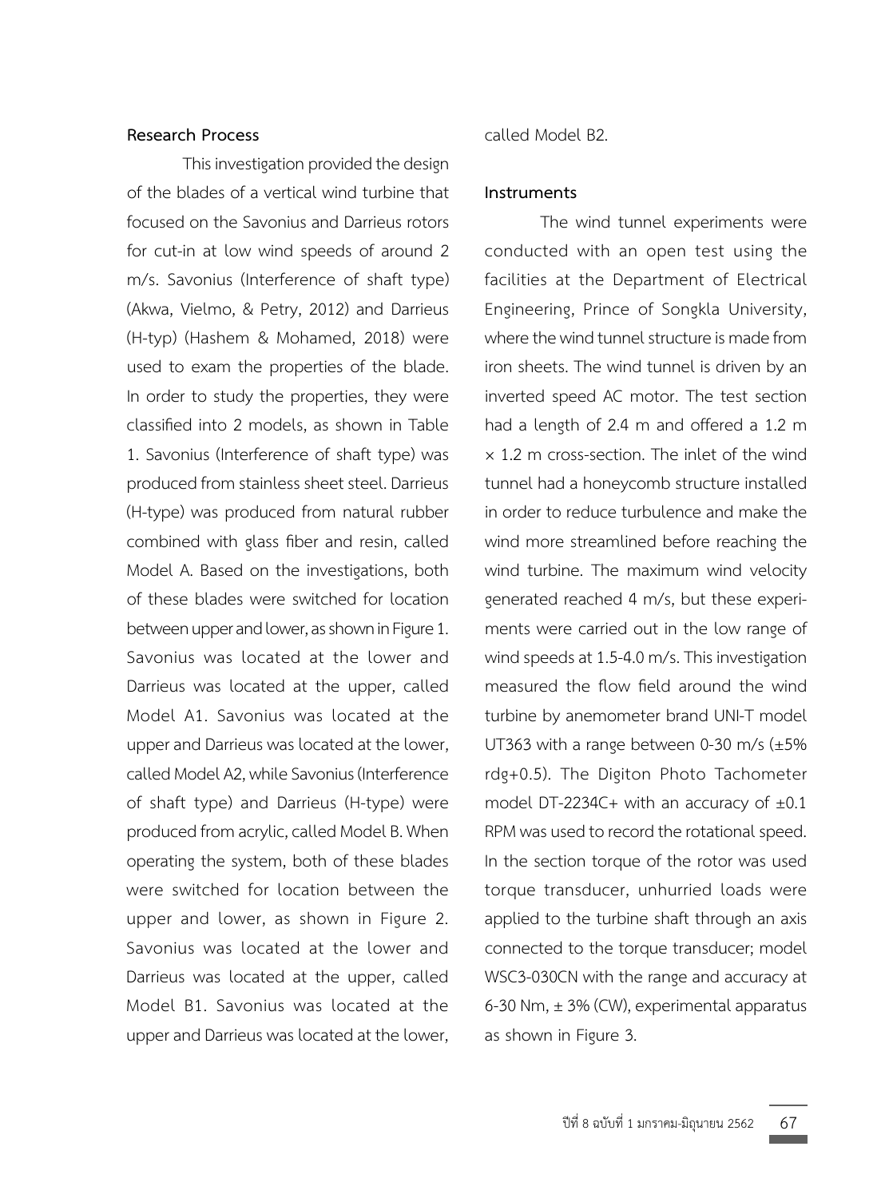### Research Process

This investigation provided the design of the blades of a vertical wind turbine that focused on the Savonius and Darrieus rotors for cut-in at low wind speeds of around 2 m/s. Savonius (Interference of shaft type) (Akwa, Vielmo, & Petry, 2012) and Darrieus (H-typ) (Hashem & Mohamed, 2018) were used to exam the properties of the blade. In order to study the properties, they were classified into 2 models, as shown in Table 1. Savonius (Interference of shaft type) was produced from stainless sheet steel. Darrieus (H-type) was produced from natural rubber combined with glass fiber and resin, called Model A. Based on the investigations, both of these blades were switched for location between upper and lower, as shown in Figure 1. Savonius was located at the lower and Darrieus was located at the upper, called Model A1. Savonius was located at the upper and Darrieus was located at the lower, called Model A2, while Savonius (Interference of shaft type) and Darrieus (H-type) were produced from acrylic, called Model B. When operating the system, both of these blades were switched for location between the upper and lower, as shown in Figure 2. Savonius was located at the lower and Darrieus was located at the upper, called Model B1. Savonius was located at the upper and Darrieus was located at the lower, called Model B2.

### Instruments

The wind tunnel experiments were conducted with an open test using the facilities at the Department of Electrical Engineering, Prince of Songkla University, where the wind tunnel structure is made from iron sheets. The wind tunnel is driven by an inverted speed AC motor. The test section had a length of 2.4 m and offered a 1.2 m × 1.2 m cross-section. The inlet of the wind tunnel had a honeycomb structure installed in order to reduce turbulence and make the wind more streamlined before reaching the wind turbine. The maximum wind velocity generated reached 4 m/s, but these experiments were carried out in the low range of wind speeds at 1.5-4.0 m/s. This investigation measured the flow field around the wind turbine by anemometer brand UNI-T model UT363 with a range between 0-30 m/s (±5% rdg+0.5). The Digiton Photo Tachometer model DT-2234C+ with an accuracy of ±0.1 RPM was used to record the rotational speed. In the section torque of the rotor was used torque transducer, unhurried loads were applied to the turbine shaft through an axis connected to the torque transducer; model WSC3-030CN with the range and accuracy at 6-30 Nm, ± 3% (CW), experimental apparatus as shown in Figure 3.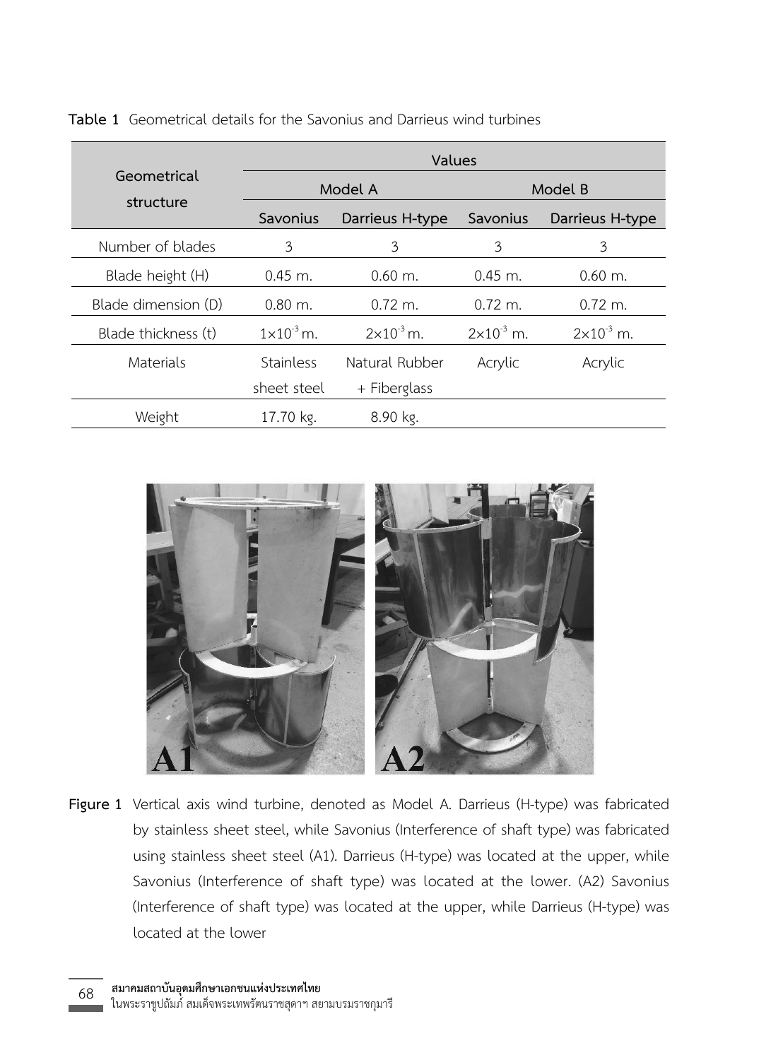**Table 1** Geometrical details for the Savonius and Darrieus wind turbines

| Geometrical structure | Values | | | |
|---|---|---|---|---|
| | Model A | | Model B | |
| | Savonius | Darrieus H-type | Savonius | Darrieus H-type |
| Number of blades | 3 | 3 | 3 | 3 |
| Blade height (H) | 0.45 m. | 0.60 m. | 0.45 m. | 0.60 m. |
| Blade dimension (D) | 0.80 m. | 0.72 m. | 0.72 m. | 0.72 m. |
| Blade thickness (t) | $1\times10^{-3}$ m. | $2\times10^{-3}$ m. | $2\times10^{-3}$ m. | $2\times10^{-3}$ m. |
| Materials | Stainless sheet steel | Natural Rubber + Fiberglass | Acrylic | Acrylic |
| Weight | 17.70 kg. | 8.90 kg. | | |

**Figure 1** Vertical axis wind turbine, denoted as Model A. Darrieus (H-type) was fabricated by stainless sheet steel, while Savonius (Interference of shaft type) was fabricated using stainless sheet steel (A1). Darrieus (H-type) was located at the upper, while Savonius (Interference of shaft type) was located at the lower. (A2) Savonius (Interference of shaft type) was located at the upper, while Darrieus (H-type) was located at the lower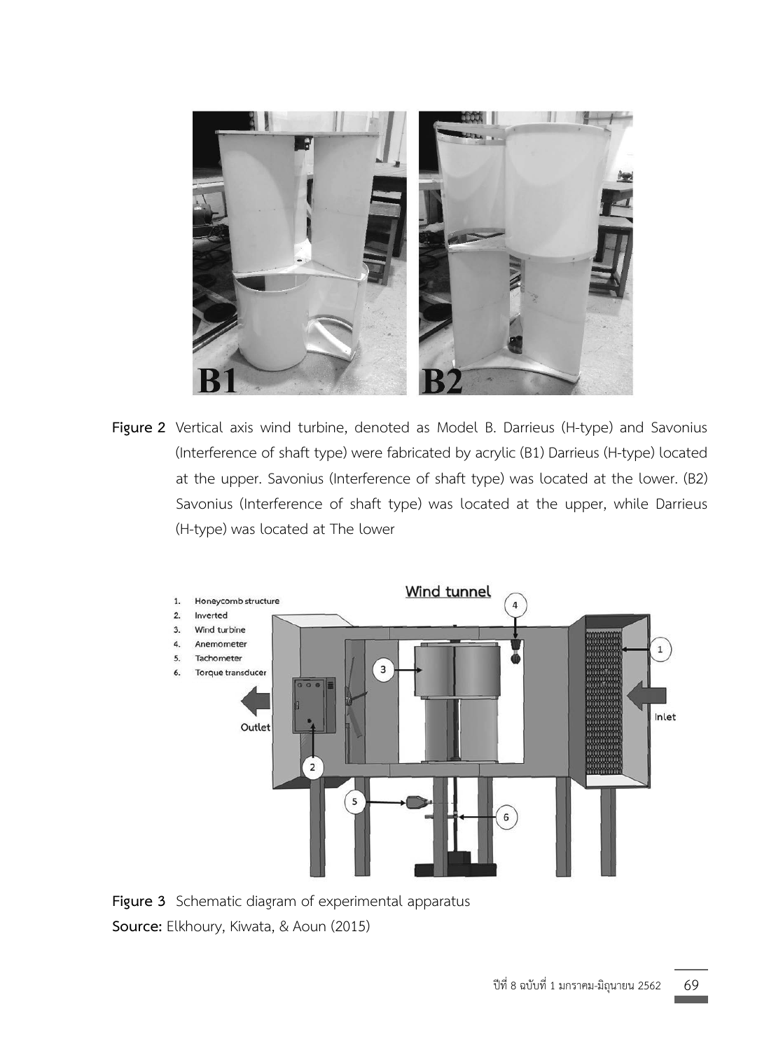**Figure 2** Vertical axis wind turbine, denoted as Model B. Darrieus (H-type) and Savonius (Interference of shaft type) were fabricated by acrylic (B1) Darrieus (H-type) located at the upper. Savonius (Interference of shaft type) was located at the lower. (B2) Savonius (Interference of shaft type) was located at the upper, while Darrieus (H-type) was located at The lower

**Figure 3** Schematic diagram of experimental apparatus

**Source:** Elkhoury, Kiwata, & Aoun (2015)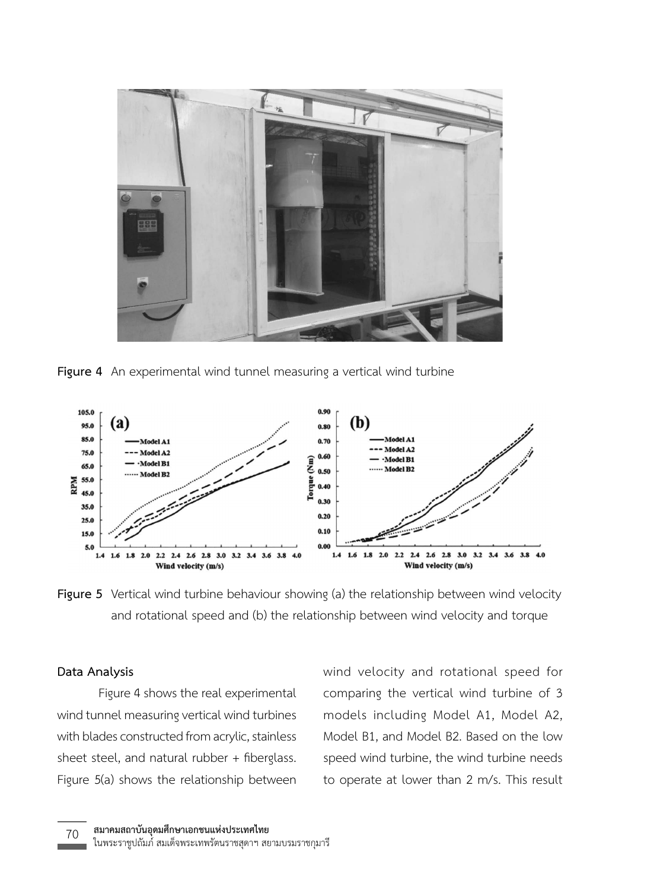**Figure 4** An experimental wind tunnel measuring a vertical wind turbine

**Figure 5** Vertical wind turbine behaviour showing (a) the relationship between wind velocity and rotational speed and (b) the relationship between wind velocity and torque

**Data Analysis**

Figure 4 shows the real experimental wind tunnel measuring vertical wind turbines with blades constructed from acrylic, stainless sheet steel, and natural rubber + fiberglass. Figure 5(a) shows the relationship between wind velocity and rotational speed for comparing the vertical wind turbine of 3 models including Model A1, Model A2, Model B1, and Model B2. Based on the low speed wind turbine, the wind turbine needs to operate at lower than 2 m/s. This result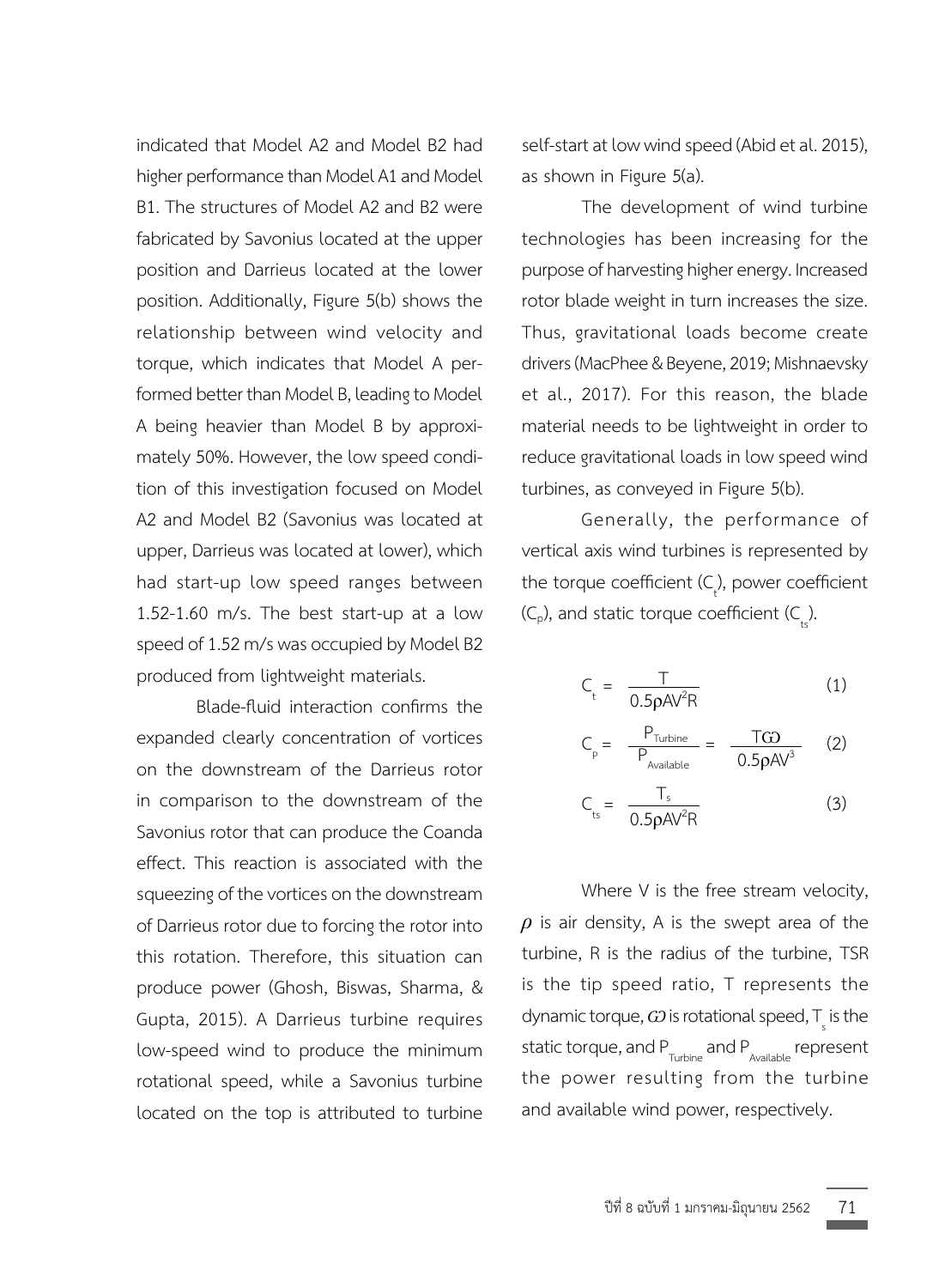indicated that Model A2 and Model B2 had higher performance than Model A1 and Model B1. The structures of Model A2 and B2 were fabricated by Savonius located at the upper position and Darrieus located at the lower position. Additionally, Figure 5(b) shows the relationship between wind velocity and torque, which indicates that Model A performed better than Model B, leading to Model A being heavier than Model B by approximately 50%. However, the low speed condition of this investigation focused on Model A2 and Model B2 (Savonius was located at upper, Darrieus was located at lower), which had start-up low speed ranges between 1.52-1.60 m/s. The best start-up at a low speed of 1.52 m/s was occupied by Model B2 produced from lightweight materials.

Blade-fluid interaction confirms the expanded clearly concentration of vortices on the downstream of the Darrieus rotor in comparison to the downstream of the Savonius rotor that can produce the Coanda effect. This reaction is associated with the squeezing of the vortices on the downstream of Darrieus rotor due to forcing the rotor into this rotation. Therefore, this situation can produce power (Ghosh, Biswas, Sharma, & Gupta, 2015). A Darrieus turbine requires low-speed wind to produce the minimum rotational speed, while a Savonius turbine located on the top is attributed to turbine self-start at low wind speed (Abid et al. 2015), as shown in Figure 5(a).

The development of wind turbine technologies has been increasing for the purpose of harvesting higher energy. Increased rotor blade weight in turn increases the size. Thus, gravitational loads become create drivers (MacPhee & Beyene, 2019; Mishnaevsky et al., 2017). For this reason, the blade material needs to be lightweight in order to reduce gravitational loads in low speed wind turbines, as conveyed in Figure 5(b).

Generally, the performance of vertical axis wind turbines is represented by the torque coefficient ($C_t$), power coefficient ($C_p$), and static torque coefficient ($C_{ts}$).

$$C_t = \frac{T}{0.5\rho AV^2R} \quad (1)$$

$$C_p = \frac{P_{Turbine}}{P_{Available}} = \frac{T\omega}{0.5\rho AV^3} \quad (2)$$

$$C_{ts} = \frac{T_s}{0.5\rho AV^2R} \quad (3)$$

Where V is the free stream velocity, $\rho$ is air density, A is the swept area of the turbine, R is the radius of the turbine, TSR is the tip speed ratio, T represents the dynamic torque, $\omega$ is rotational speed, $T_s$ is the static torque, and $P_{Turbine}$ and $P_{Available}$ represent the power resulting from the turbine and available wind power, respectively.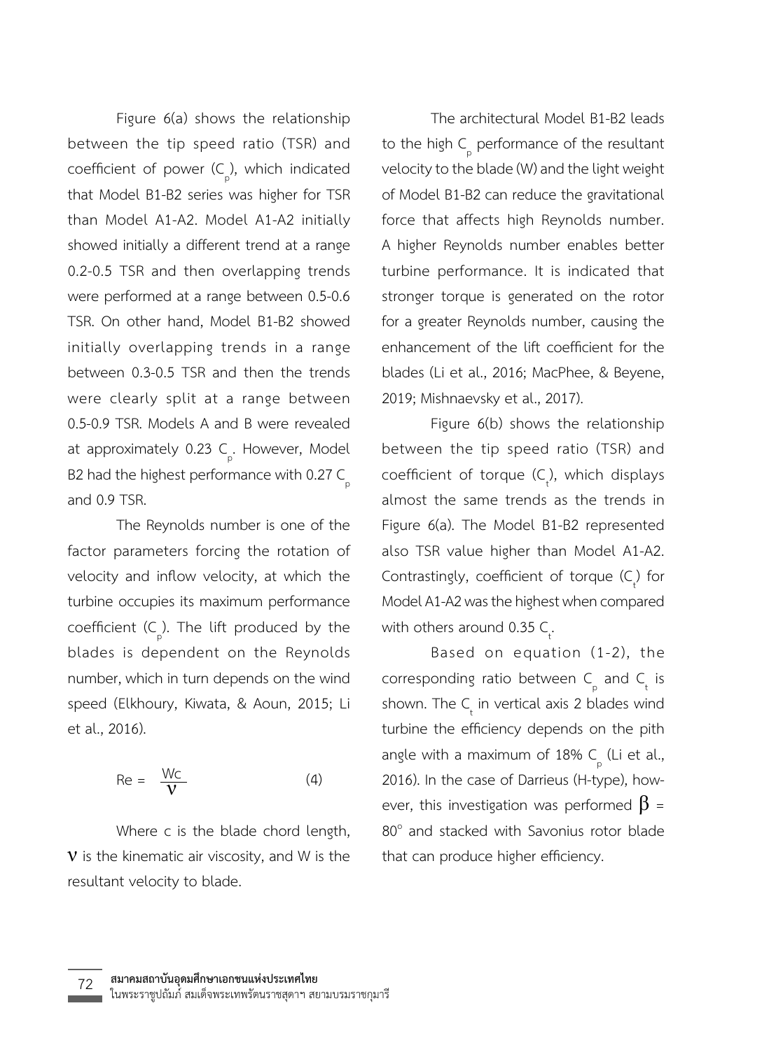Figure 6(a) shows the relationship between the tip speed ratio (TSR) and coefficient of power ($C_p$), which indicated that Model B1-B2 series was higher for TSR than Model A1-A2. Model A1-A2 initially showed initially a different trend at a range 0.2-0.5 TSR and then overlapping trends were performed at a range between 0.5-0.6 TSR. On other hand, Model B1-B2 showed initially overlapping trends in a range between 0.3-0.5 TSR and then the trends were clearly split at a range between 0.5-0.9 TSR. Models A and B were revealed at approximately 0.23 $C_p$. However, Model B2 had the highest performance with 0.27 $C_p$ and 0.9 TSR.

The Reynolds number is one of the factor parameters forcing the rotation of velocity and inflow velocity, at which the turbine occupies its maximum performance coefficient ($C_p$). The lift produced by the blades is dependent on the Reynolds number, which in turn depends on the wind speed (Elkhoury, Kiwata, & Aoun, 2015; Li et al., 2016).

$$Re = \frac{Wc}{\nu} \qquad (4)$$

Where c is the blade chord length, $\nu$ is the kinematic air viscosity, and W is the resultant velocity to blade.

The architectural Model B1-B2 leads to the high $C_p$ performance of the resultant velocity to the blade (W) and the light weight of Model B1-B2 can reduce the gravitational force that affects high Reynolds number. A higher Reynolds number enables better turbine performance. It is indicated that stronger torque is generated on the rotor for a greater Reynolds number, causing the enhancement of the lift coefficient for the blades (Li et al., 2016; MacPhee, & Beyene, 2019; Mishnaevsky et al., 2017).

Figure 6(b) shows the relationship between the tip speed ratio (TSR) and coefficient of torque ($C_t$), which displays almost the same trends as the trends in Figure 6(a). The Model B1-B2 represented also TSR value higher than Model A1-A2. Contrastingly, coefficient of torque ($C_t$) for Model A1-A2 was the highest when compared with others around 0.35 $C_t$.

Based on equation (1-2), the corresponding ratio between $C_p$ and $C_t$ is shown. The $C_t$ in vertical axis 2 blades wind turbine the efficiency depends on the pith angle with a maximum of 18% $C_p$ (Li et al., 2016). In the case of Darrieus (H-type), however, this investigation was performed $\beta$ = 80° and stacked with Savonius rotor blade that can produce higher efficiency.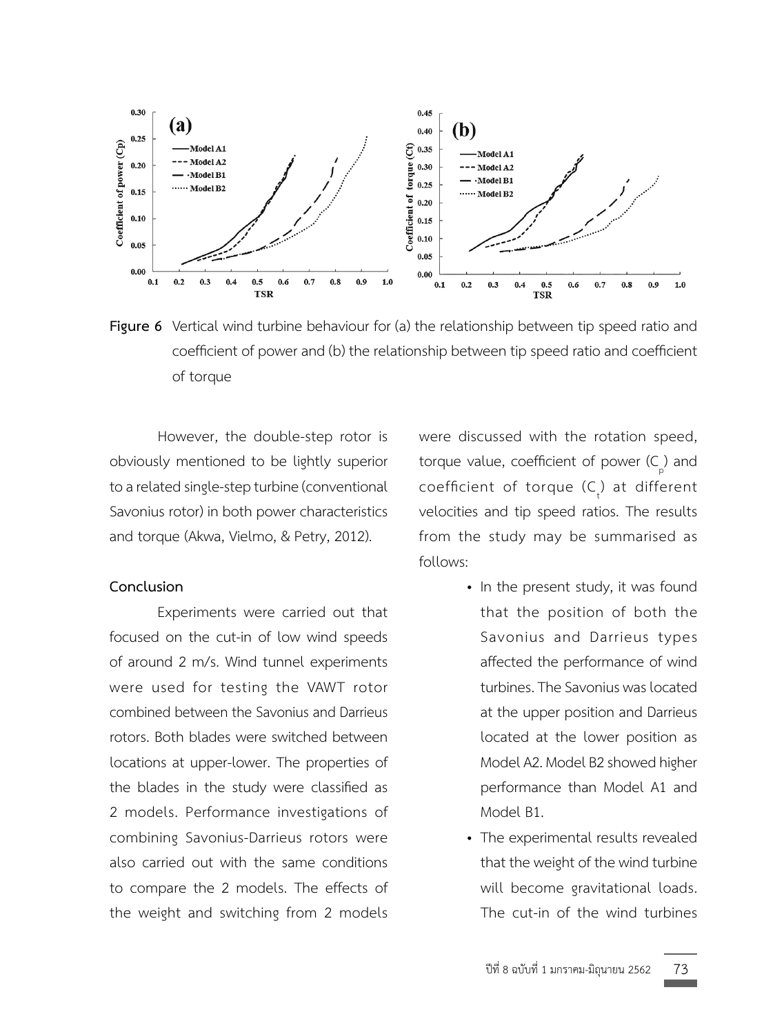**Figure 6** Vertical wind turbine behaviour for (a) the relationship between tip speed ratio and coefficient of power and (b) the relationship between tip speed ratio and coefficient of torque

However, the double-step rotor is obviously mentioned to be lightly superior to a related single-step turbine (conventional Savonius rotor) in both power characteristics and torque (Akwa, Vielmo, & Petry, 2012).

## Conclusion

Experiments were carried out that focused on the cut-in of low wind speeds of around 2 m/s. Wind tunnel experiments were used for testing the VAWT rotor combined between the Savonius and Darrieus rotors. Both blades were switched between locations at upper-lower. The properties of the blades in the study were classified as 2 models. Performance investigations of combining Savonius-Darrieus rotors were also carried out with the same conditions to compare the 2 models. The effects of the weight and switching from 2 models were discussed with the rotation speed, torque value, coefficient of power ($C_p$) and coefficient of torque ($C_t$) at different velocities and tip speed ratios. The results from the study may be summarised as follows:

- In the present study, it was found that the position of both the Savonius and Darrieus types affected the performance of wind turbines. The Savonius was located at the upper position and Darrieus located at the lower position as Model A2. Model B2 showed higher performance than Model A1 and Model B1.
- The experimental results revealed that the weight of the wind turbine will become gravitational loads. The cut-in of the wind turbines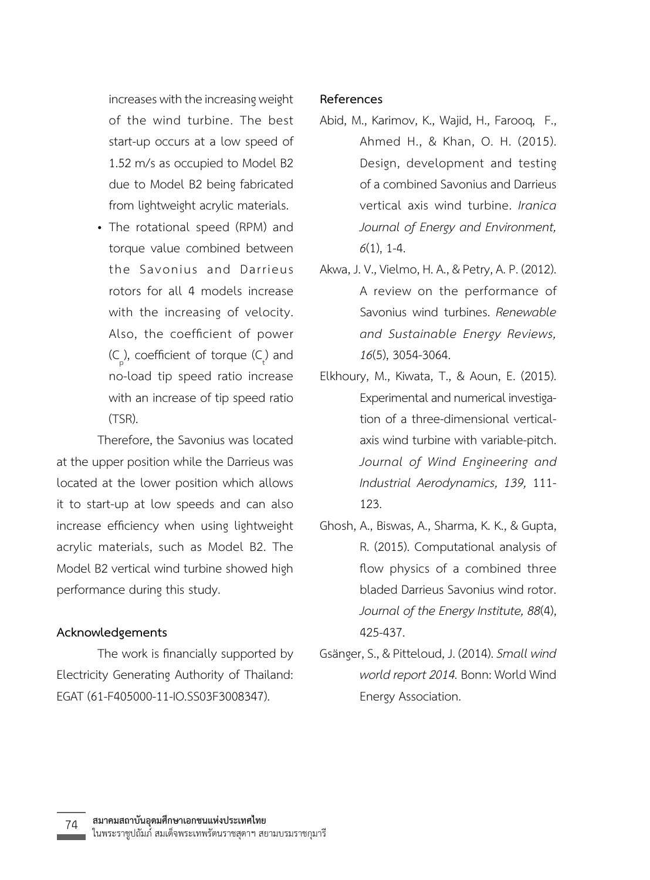increases with the increasing weight of the wind turbine. The best start-up occurs at a low speed of 1.52 m/s as occupied to Model B2 due to Model B2 being fabricated from lightweight acrylic materials.

- The rotational speed (RPM) and torque value combined between the Savonius and Darrieus rotors for all 4 models increase with the increasing of velocity. Also, the coefficient of power ($C_p$), coefficient of torque ($C_t$) and no-load tip speed ratio increase with an increase of tip speed ratio (TSR).

Therefore, the Savonius was located at the upper position while the Darrieus was located at the lower position which allows it to start-up at low speeds and can also increase efficiency when using lightweight acrylic materials, such as Model B2. The Model B2 vertical wind turbine showed high performance during this study.

## Acknowledgements

The work is financially supported by Electricity Generating Authority of Thailand: EGAT (61-F405000-11-IO.SS03F3008347).

## References

Abid, M., Karimov, K., Wajid, H., Farooq, F., Ahmed H., & Khan, O. H. (2015). Design, development and testing of a combined Savonius and Darrieus vertical axis wind turbine. *Iranica Journal of Energy and Environment, 6*(1), 1-4.

Akwa, J. V., Vielmo, H. A., & Petry, A. P. (2012). A review on the performance of Savonius wind turbines. *Renewable and Sustainable Energy Reviews, 16*(5), 3054-3064.

Elkhoury, M., Kiwata, T., & Aoun, E. (2015). Experimental and numerical investigation of a three-dimensional vertical-axis wind turbine with variable-pitch. *Journal of Wind Engineering and Industrial Aerodynamics, 139,* 111-123.

Ghosh, A., Biswas, A., Sharma, K. K., & Gupta, R. (2015). Computational analysis of flow physics of a combined three bladed Darrieus Savonius wind rotor. *Journal of the Energy Institute, 88*(4), 425-437.

Gsänger, S., & Pitteloud, J. (2014). *Small wind world report 2014.* Bonn: World Wind Energy Association.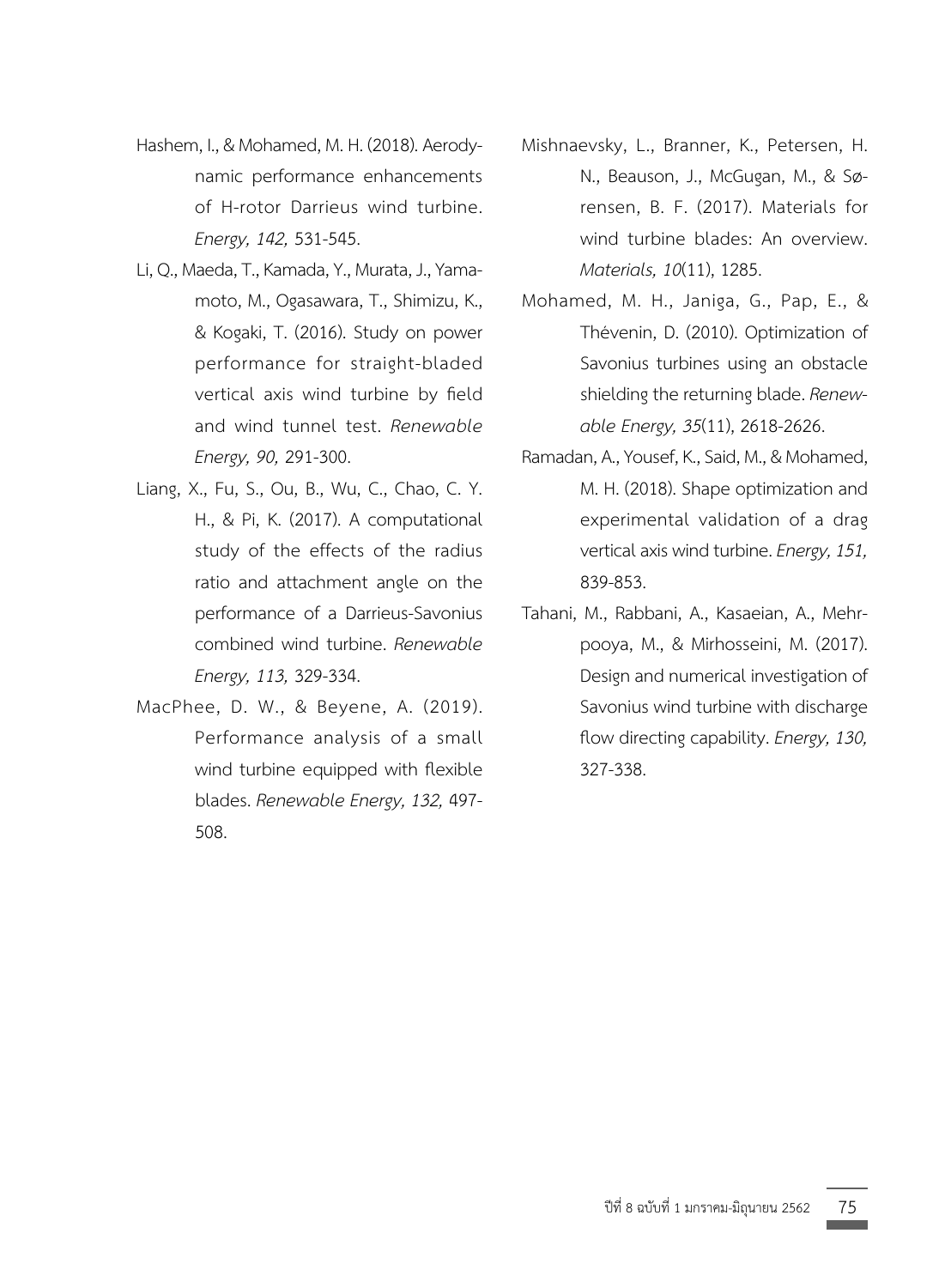Hashem, I., & Mohamed, M. H. (2018). Aerodynamic performance enhancements of H-rotor Darrieus wind turbine. *Energy, 142,* 531-545.

Li, Q., Maeda, T., Kamada, Y., Murata, J., Yamamoto, M., Ogasawara, T., Shimizu, K., & Kogaki, T. (2016). Study on power performance for straight-bladed vertical axis wind turbine by field and wind tunnel test. *Renewable Energy, 90,* 291-300.

Liang, X., Fu, S., Ou, B., Wu, C., Chao, C. Y. H., & Pi, K. (2017). A computational study of the effects of the radius ratio and attachment angle on the performance of a Darrieus-Savonius combined wind turbine. *Renewable Energy, 113,* 329-334.

MacPhee, D. W., & Beyene, A. (2019). Performance analysis of a small wind turbine equipped with flexible blades. *Renewable Energy, 132,* 497-508.

Mishnaevsky, L., Branner, K., Petersen, H. N., Beauson, J., McGugan, M., & Sørensen, B. F. (2017). Materials for wind turbine blades: An overview. *Materials, 10*(11), 1285.

Mohamed, M. H., Janiga, G., Pap, E., & Thévenin, D. (2010). Optimization of Savonius turbines using an obstacle shielding the returning blade. *Renewable Energy, 35*(11), 2618-2626.

Ramadan, A., Yousef, K., Said, M., & Mohamed, M. H. (2018). Shape optimization and experimental validation of a drag vertical axis wind turbine. *Energy, 151,* 839-853.

Tahani, M., Rabbani, A., Kasaeian, A., Mehrpooya, M., & Mirhosseini, M. (2017). Design and numerical investigation of Savonius wind turbine with discharge flow directing capability. *Energy, 130,* 327-338.